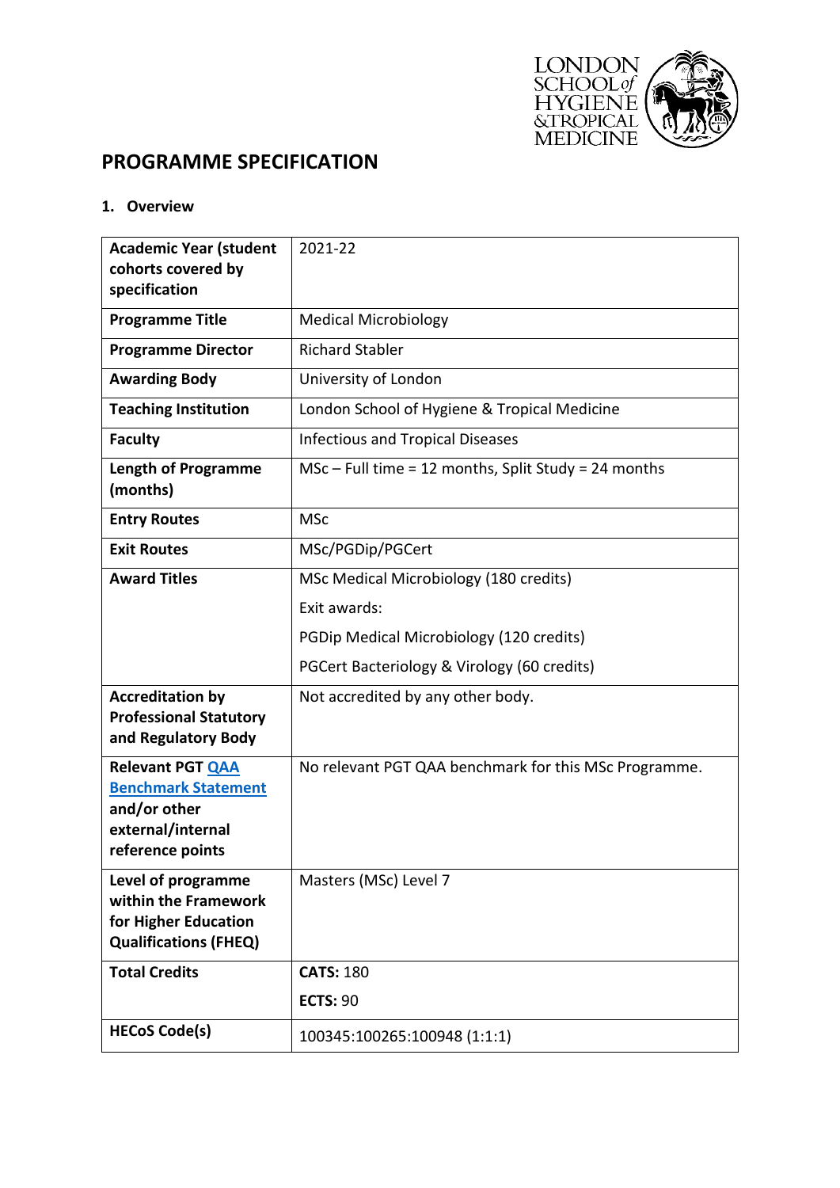# PROGRAMME SPECIFICATION

## 1. Overview

| | |
|---|---|
| **Academic Year (student cohorts covered by specification** | 2021-22 |
| **Programme Title** | Medical Microbiology |
| **Programme Director** | Richard Stabler |
| **Awarding Body** | University of London |
| **Teaching Institution** | London School of Hygiene & Tropical Medicine |
| **Faculty** | Infectious and Tropical Diseases |
| **Length of Programme (months)** | MSc – Full time = 12 months, Split Study = 24 months |
| **Entry Routes** | MSc |
| **Exit Routes** | MSc/PGDip/PGCert |
| **Award Titles** | MSc Medical Microbiology (180 credits)<br>Exit awards:<br>PGDip Medical Microbiology (120 credits)<br>PGCert Bacteriology & Virology (60 credits) |
| **Accreditation by Professional Statutory and Regulatory Body** | Not accredited by any other body. |
| **Relevant PGT QAA Benchmark Statement and/or other external/internal reference points** | No relevant PGT QAA benchmark for this MSc Programme. |
| **Level of programme within the Framework for Higher Education Qualifications (FHEQ)** | Masters (MSc) Level 7 |
| **Total Credits** | **CATS:** 180<br>**ECTS:** 90 |
| **HECoS Code(s)** | 100345:100265:100948 (1:1:1) |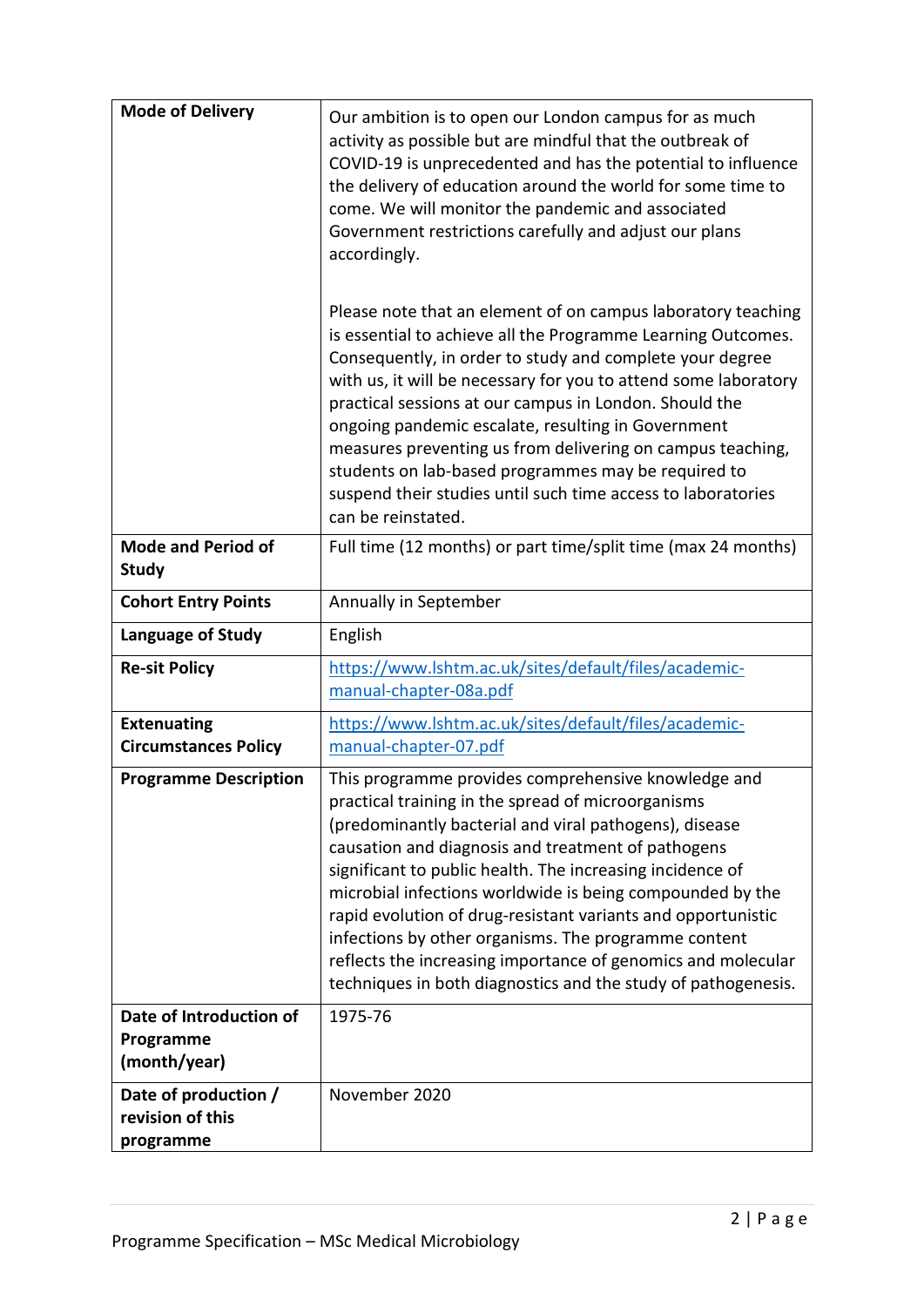| | |
|---|---|
| **Mode of Delivery** | Our ambition is to open our London campus for as much activity as possible but are mindful that the outbreak of COVID-19 is unprecedented and has the potential to influence the delivery of education around the world for some time to come. We will monitor the pandemic and associated Government restrictions carefully and adjust our plans accordingly.<br><br>Please note that an element of on campus laboratory teaching is essential to achieve all the Programme Learning Outcomes. Consequently, in order to study and complete your degree with us, it will be necessary for you to attend some laboratory practical sessions at our campus in London. Should the ongoing pandemic escalate, resulting in Government measures preventing us from delivering on campus teaching, students on lab-based programmes may be required to suspend their studies until such time access to laboratories can be reinstated. |
| **Mode and Period of Study** | Full time (12 months) or part time/split time (max 24 months) |
| **Cohort Entry Points** | Annually in September |
| **Language of Study** | English |
| **Re-sit Policy** | https://www.lshtm.ac.uk/sites/default/files/academic-manual-chapter-08a.pdf |
| **Extenuating Circumstances Policy** | https://www.lshtm.ac.uk/sites/default/files/academic-manual-chapter-07.pdf |
| **Programme Description** | This programme provides comprehensive knowledge and practical training in the spread of microorganisms (predominantly bacterial and viral pathogens), disease causation and diagnosis and treatment of pathogens significant to public health. The increasing incidence of microbial infections worldwide is being compounded by the rapid evolution of drug-resistant variants and opportunistic infections by other organisms. The programme content reflects the increasing importance of genomics and molecular techniques in both diagnostics and the study of pathogenesis. |
| **Date of Introduction of Programme (month/year)** | 1975-76 |
| **Date of production / revision of this programme** | November 2020 |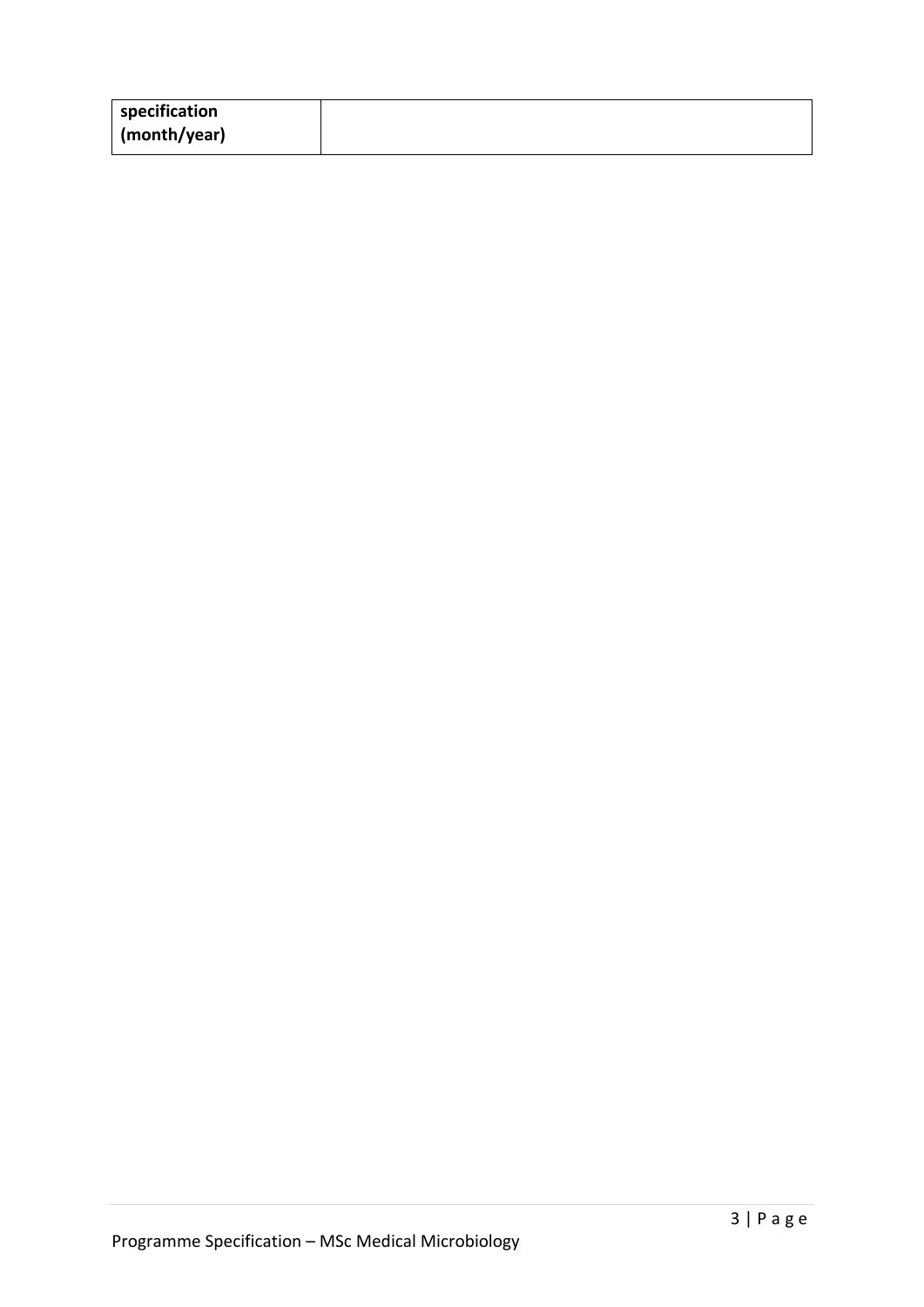| | |
|---|---|
| **specification (month/year)** | |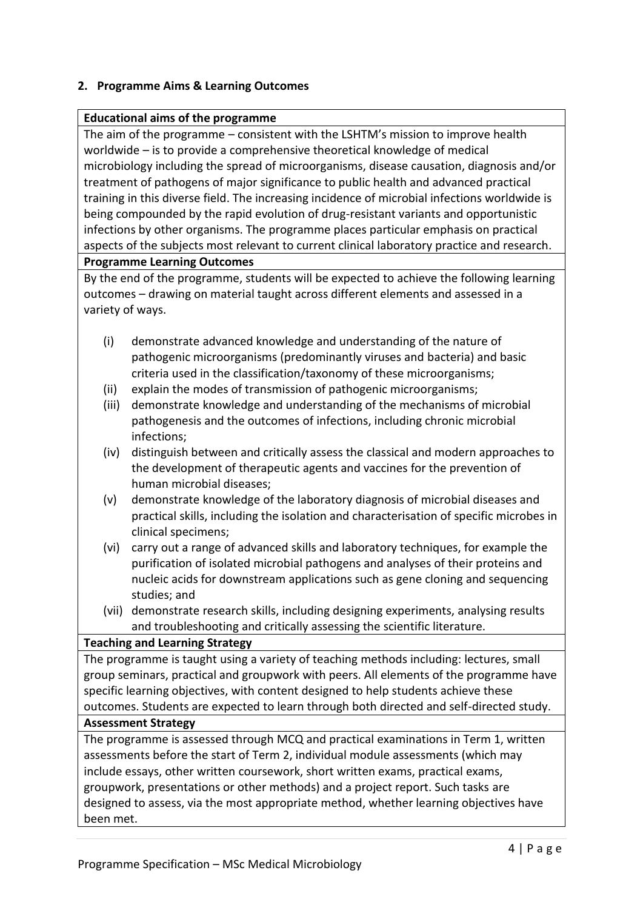## 2. Programme Aims & Learning Outcomes

**Educational aims of the programme**

The aim of the programme – consistent with the LSHTM's mission to improve health worldwide – is to provide a comprehensive theoretical knowledge of medical microbiology including the spread of microorganisms, disease causation, diagnosis and/or treatment of pathogens of major significance to public health and advanced practical training in this diverse field. The increasing incidence of microbial infections worldwide is being compounded by the rapid evolution of drug-resistant variants and opportunistic infections by other organisms. The programme places particular emphasis on practical aspects of the subjects most relevant to current clinical laboratory practice and research.

**Programme Learning Outcomes**

By the end of the programme, students will be expected to achieve the following learning outcomes – drawing on material taught across different elements and assessed in a variety of ways.

(i) demonstrate advanced knowledge and understanding of the nature of pathogenic microorganisms (predominantly viruses and bacteria) and basic criteria used in the classification/taxonomy of these microorganisms;
(ii) explain the modes of transmission of pathogenic microorganisms;
(iii) demonstrate knowledge and understanding of the mechanisms of microbial pathogenesis and the outcomes of infections, including chronic microbial infections;
(iv) distinguish between and critically assess the classical and modern approaches to the development of therapeutic agents and vaccines for the prevention of human microbial diseases;
(v) demonstrate knowledge of the laboratory diagnosis of microbial diseases and practical skills, including the isolation and characterisation of specific microbes in clinical specimens;
(vi) carry out a range of advanced skills and laboratory techniques, for example the purification of isolated microbial pathogens and analyses of their proteins and nucleic acids for downstream applications such as gene cloning and sequencing studies; and
(vii) demonstrate research skills, including designing experiments, analysing results and troubleshooting and critically assessing the scientific literature.

**Teaching and Learning Strategy**

The programme is taught using a variety of teaching methods including: lectures, small group seminars, practical and groupwork with peers. All elements of the programme have specific learning objectives, with content designed to help students achieve these outcomes. Students are expected to learn through both directed and self-directed study.

**Assessment Strategy**

The programme is assessed through MCQ and practical examinations in Term 1, written assessments before the start of Term 2, individual module assessments (which may include essays, other written coursework, short written exams, practical exams, groupwork, presentations or other methods) and a project report. Such tasks are designed to assess, via the most appropriate method, whether learning objectives have been met.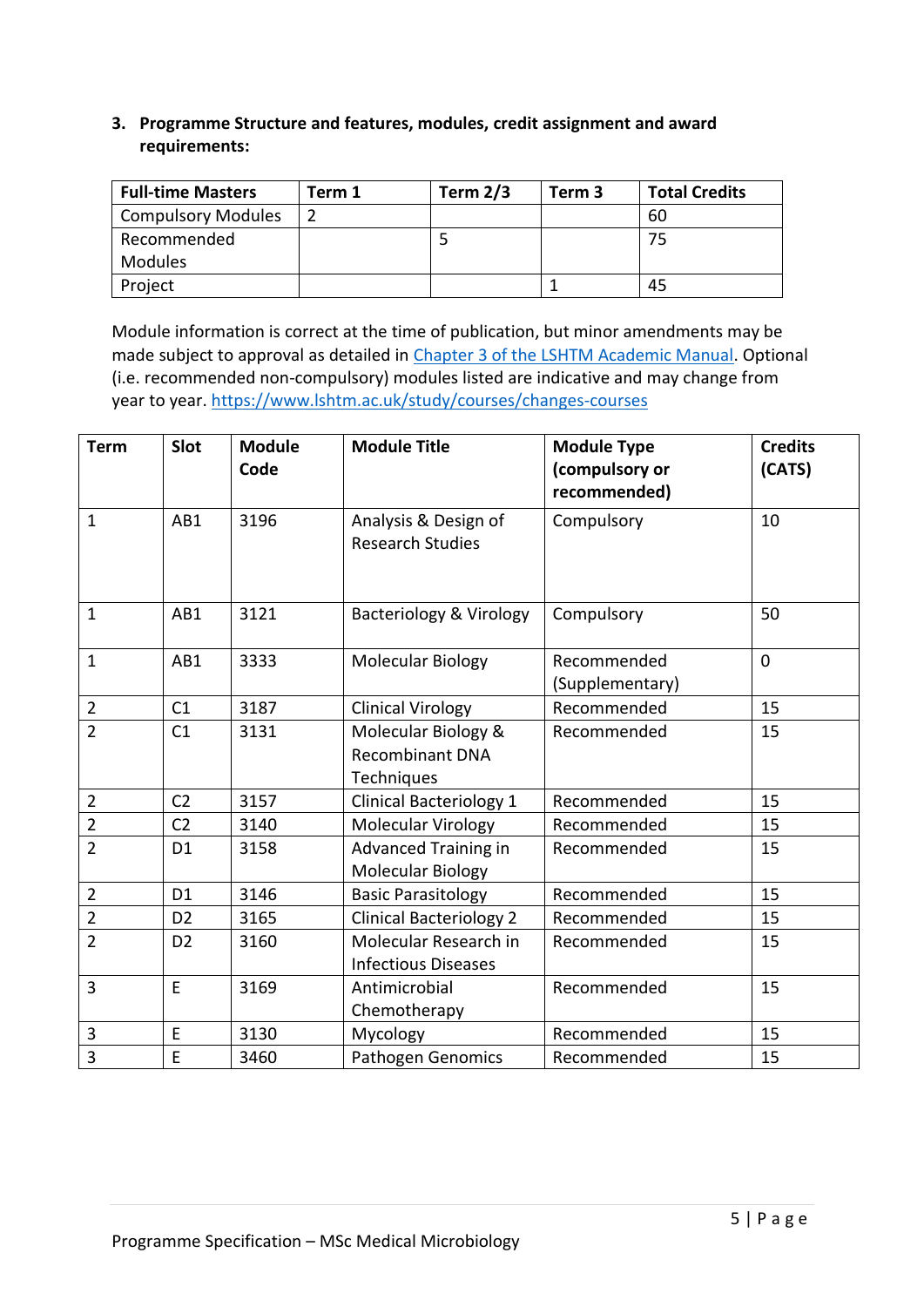### 3. Programme Structure and features, modules, credit assignment and award requirements:

| Full-time Masters | Term 1 | Term 2/3 | Term 3 | Total Credits |
|---|---|---|---|---|
| Compulsory Modules | 2 | | | 60 |
| Recommended Modules | | 5 | | 75 |
| Project | | | 1 | 45 |

Module information is correct at the time of publication, but minor amendments may be made subject to approval as detailed in [Chapter 3 of the LSHTM Academic Manual](). Optional (i.e. recommended non-compulsory) modules listed are indicative and may change from year to year. https://www.lshtm.ac.uk/study/courses/changes-courses

| Term | Slot | Module Code | Module Title | Module Type (compulsory or recommended) | Credits (CATS) |
|---|---|---|---|---|---|
| 1 | AB1 | 3196 | Analysis & Design of Research Studies | Compulsory | 10 |
| 1 | AB1 | 3121 | Bacteriology & Virology | Compulsory | 50 |
| 1 | AB1 | 3333 | Molecular Biology | Recommended (Supplementary) | 0 |
| 2 | C1 | 3187 | Clinical Virology | Recommended | 15 |
| 2 | C1 | 3131 | Molecular Biology & Recombinant DNA Techniques | Recommended | 15 |
| 2 | C2 | 3157 | Clinical Bacteriology 1 | Recommended | 15 |
| 2 | C2 | 3140 | Molecular Virology | Recommended | 15 |
| 2 | D1 | 3158 | Advanced Training in Molecular Biology | Recommended | 15 |
| 2 | D1 | 3146 | Basic Parasitology | Recommended | 15 |
| 2 | D2 | 3165 | Clinical Bacteriology 2 | Recommended | 15 |
| 2 | D2 | 3160 | Molecular Research in Infectious Diseases | Recommended | 15 |
| 3 | E | 3169 | Antimicrobial Chemotherapy | Recommended | 15 |
| 3 | E | 3130 | Mycology | Recommended | 15 |
| 3 | E | 3460 | Pathogen Genomics | Recommended | 15 |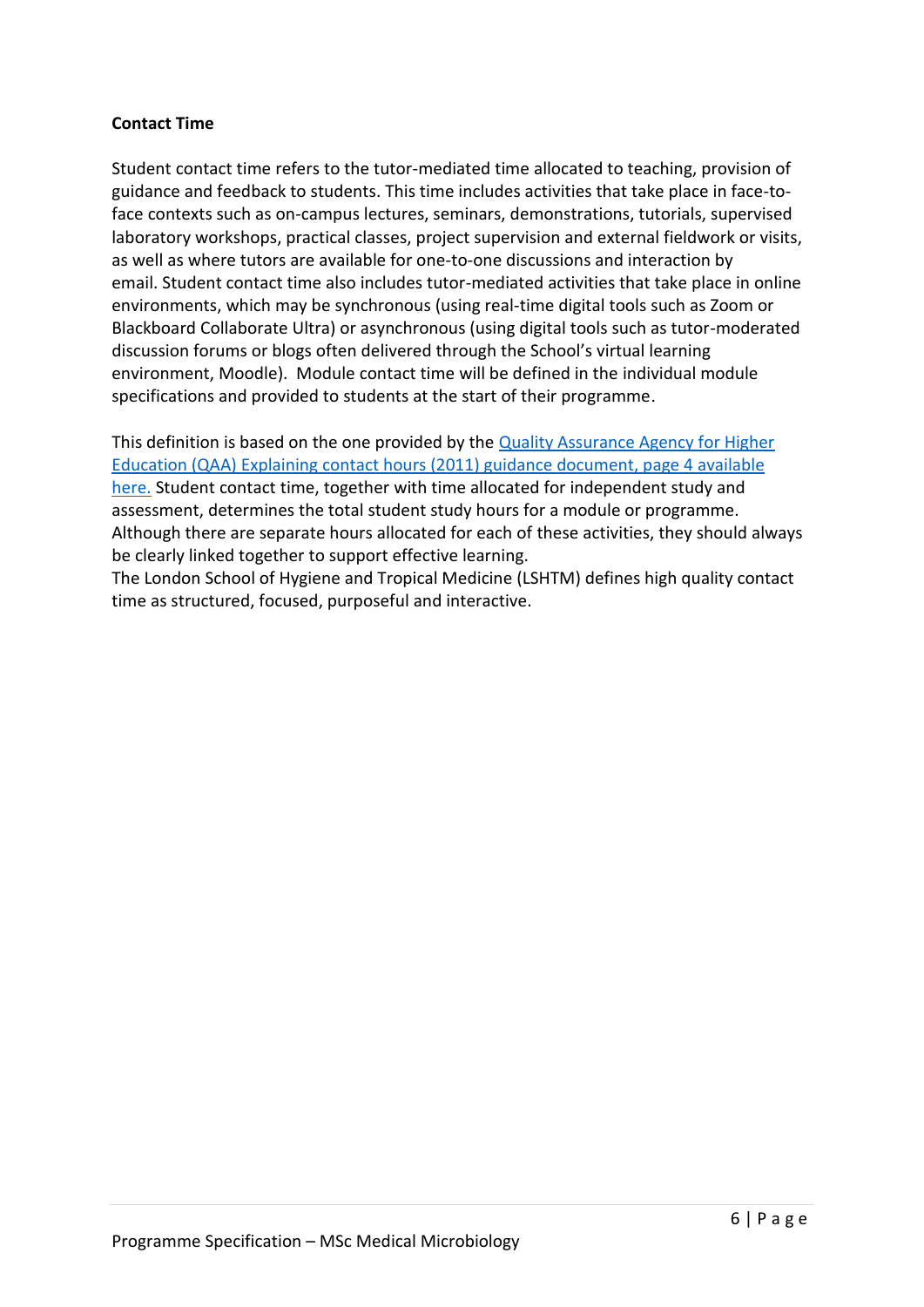**Contact Time**

Student contact time refers to the tutor-mediated time allocated to teaching, provision of guidance and feedback to students. This time includes activities that take place in face-to-face contexts such as on-campus lectures, seminars, demonstrations, tutorials, supervised laboratory workshops, practical classes, project supervision and external fieldwork or visits, as well as where tutors are available for one-to-one discussions and interaction by email. Student contact time also includes tutor-mediated activities that take place in online environments, which may be synchronous (using real-time digital tools such as Zoom or Blackboard Collaborate Ultra) or asynchronous (using digital tools such as tutor-moderated discussion forums or blogs often delivered through the School's virtual learning environment, Moodle). Module contact time will be defined in the individual module specifications and provided to students at the start of their programme.

This definition is based on the one provided by the Quality Assurance Agency for Higher Education (QAA) Explaining contact hours (2011) guidance document, page 4 available here. Student contact time, together with time allocated for independent study and assessment, determines the total student study hours for a module or programme. Although there are separate hours allocated for each of these activities, they should always be clearly linked together to support effective learning.

The London School of Hygiene and Tropical Medicine (LSHTM) defines high quality contact time as structured, focused, purposeful and interactive.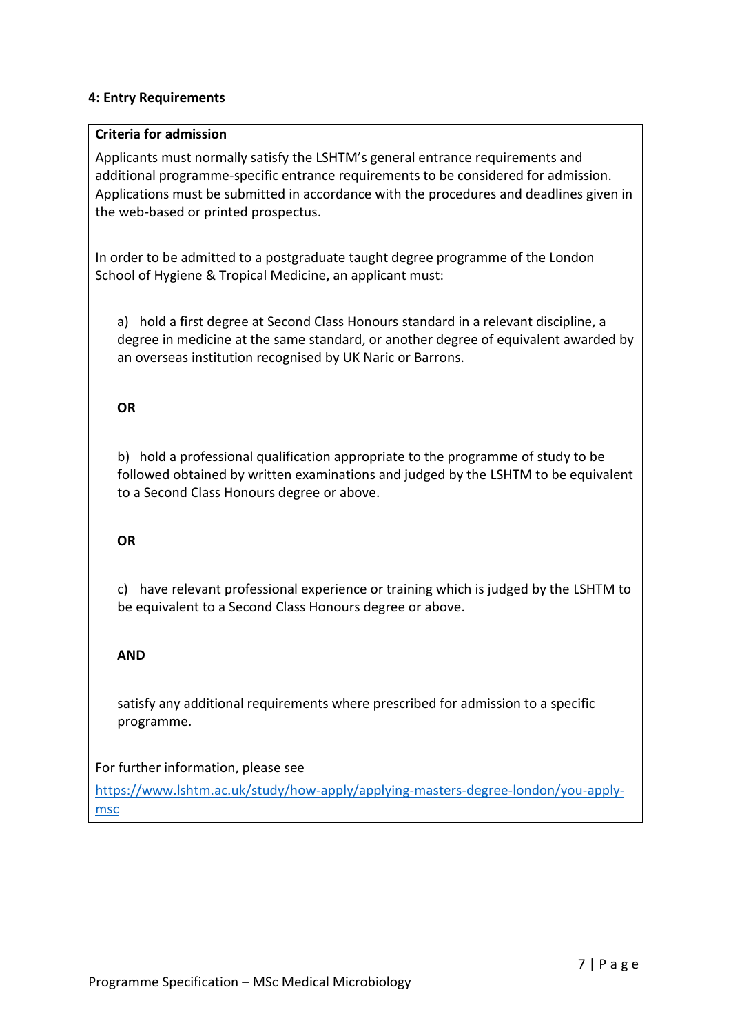## 4: Entry Requirements

**Criteria for admission**

Applicants must normally satisfy the LSHTM's general entrance requirements and additional programme-specific entrance requirements to be considered for admission. Applications must be submitted in accordance with the procedures and deadlines given in the web-based or printed prospectus.

In order to be admitted to a postgraduate taught degree programme of the London School of Hygiene & Tropical Medicine, an applicant must:

a) hold a first degree at Second Class Honours standard in a relevant discipline, a degree in medicine at the same standard, or another degree of equivalent awarded by an overseas institution recognised by UK Naric or Barrons.

**OR**

b) hold a professional qualification appropriate to the programme of study to be followed obtained by written examinations and judged by the LSHTM to be equivalent to a Second Class Honours degree or above.

**OR**

c) have relevant professional experience or training which is judged by the LSHTM to be equivalent to a Second Class Honours degree or above.

**AND**

satisfy any additional requirements where prescribed for admission to a specific programme.

For further information, please see [https://www.lshtm.ac.uk/study/how-apply/applying-masters-degree-london/you-apply-msc](https://www.lshtm.ac.uk/study/how-apply/applying-masters-degree-london/you-apply-msc)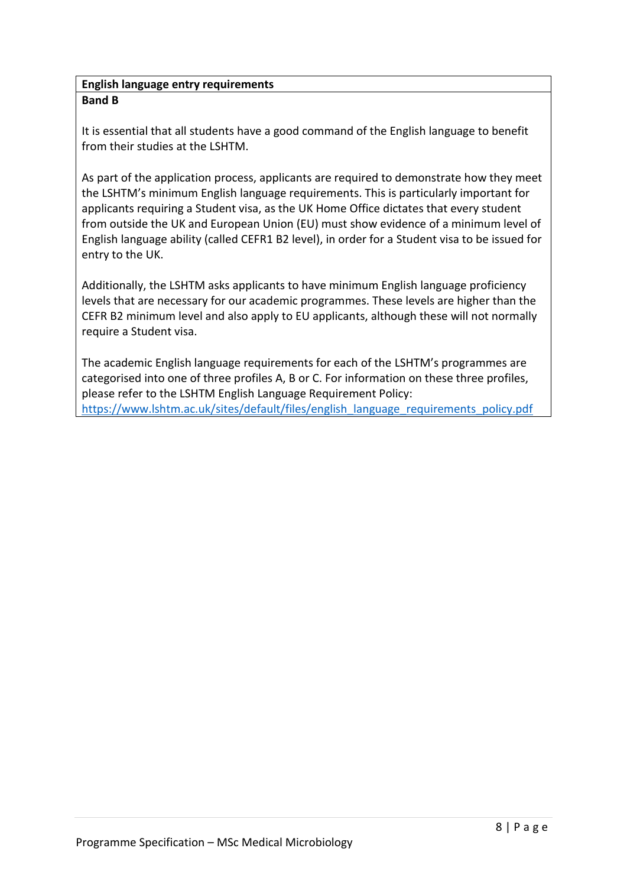| English language entry requirements |
|---|
| **Band B**<br><br>It is essential that all students have a good command of the English language to benefit from their studies at the LSHTM.<br><br>As part of the application process, applicants are required to demonstrate how they meet the LSHTM's minimum English language requirements. This is particularly important for applicants requiring a Student visa, as the UK Home Office dictates that every student from outside the UK and European Union (EU) must show evidence of a minimum level of English language ability (called CEFR1 B2 level), in order for a Student visa to be issued for entry to the UK.<br><br>Additionally, the LSHTM asks applicants to have minimum English language proficiency levels that are necessary for our academic programmes. These levels are higher than the CEFR B2 minimum level and also apply to EU applicants, although these will not normally require a Student visa.<br><br>The academic English language requirements for each of the LSHTM's programmes are categorised into one of three profiles A, B or C. For information on these three profiles, please refer to the LSHTM English Language Requirement Policy: https://www.lshtm.ac.uk/sites/default/files/english_language_requirements_policy.pdf |